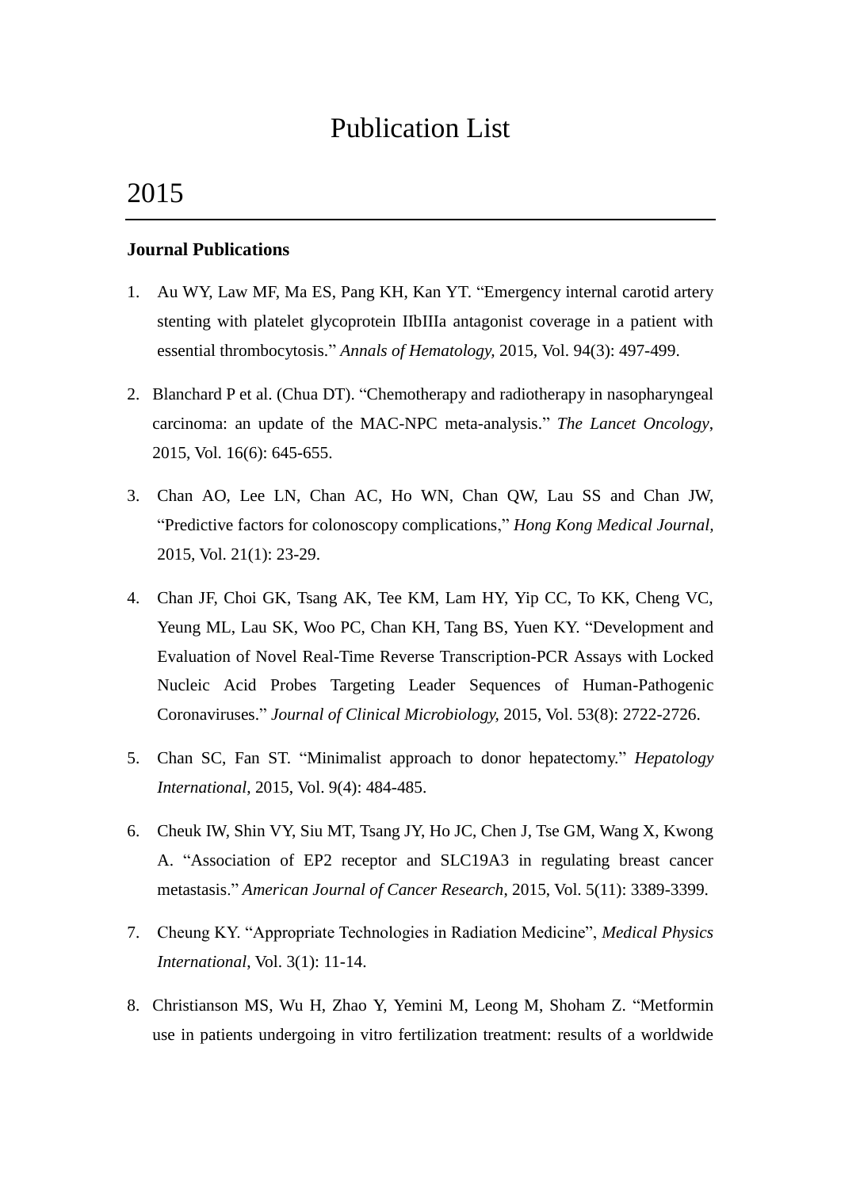# Publication List

## 2015

### Journal Publications

1. Au WY, Law MF, Ma ES, Pang KH, Kan YT. "Emergency internal carotid artery stenting with platelet glycoprotein IIbIIIa antagonist coverage in a patient with essential thrombocytosis." *Annals of Hematology,* 2015, Vol. 94(3): 497-499.

2. Blanchard P et al. (Chua DT). "Chemotherapy and radiotherapy in nasopharyngeal carcinoma: an update of the MAC-NPC meta-analysis." *The Lancet Oncology*, 2015, Vol. 16(6): 645-655.

3. Chan AO, Lee LN, Chan AC, Ho WN, Chan QW, Lau SS and Chan JW, "Predictive factors for colonoscopy complications," *Hong Kong Medical Journal*, 2015, Vol. 21(1): 23-29.

4. Chan JF, Choi GK, Tsang AK, Tee KM, Lam HY, Yip CC, To KK, Cheng VC, Yeung ML, Lau SK, Woo PC, Chan KH, Tang BS, Yuen KY. "Development and Evaluation of Novel Real-Time Reverse Transcription-PCR Assays with Locked Nucleic Acid Probes Targeting Leader Sequences of Human-Pathogenic Coronaviruses." *Journal of Clinical Microbiology,* 2015, Vol. 53(8): 2722-2726.

5. Chan SC, Fan ST. "Minimalist approach to donor hepatectomy." *Hepatology International*, 2015, Vol. 9(4): 484-485.

6. Cheuk IW, Shin VY, Siu MT, Tsang JY, Ho JC, Chen J, Tse GM, Wang X, Kwong A. "Association of EP2 receptor and SLC19A3 in regulating breast cancer metastasis." *American Journal of Cancer Research*, 2015, Vol. 5(11): 3389-3399.

7. Cheung KY. "Appropriate Technologies in Radiation Medicine", *Medical Physics International*, Vol. 3(1): 11-14.

8. Christianson MS, Wu H, Zhao Y, Yemini M, Leong M, Shoham Z. "Metformin use in patients undergoing in vitro fertilization treatment: results of a worldwide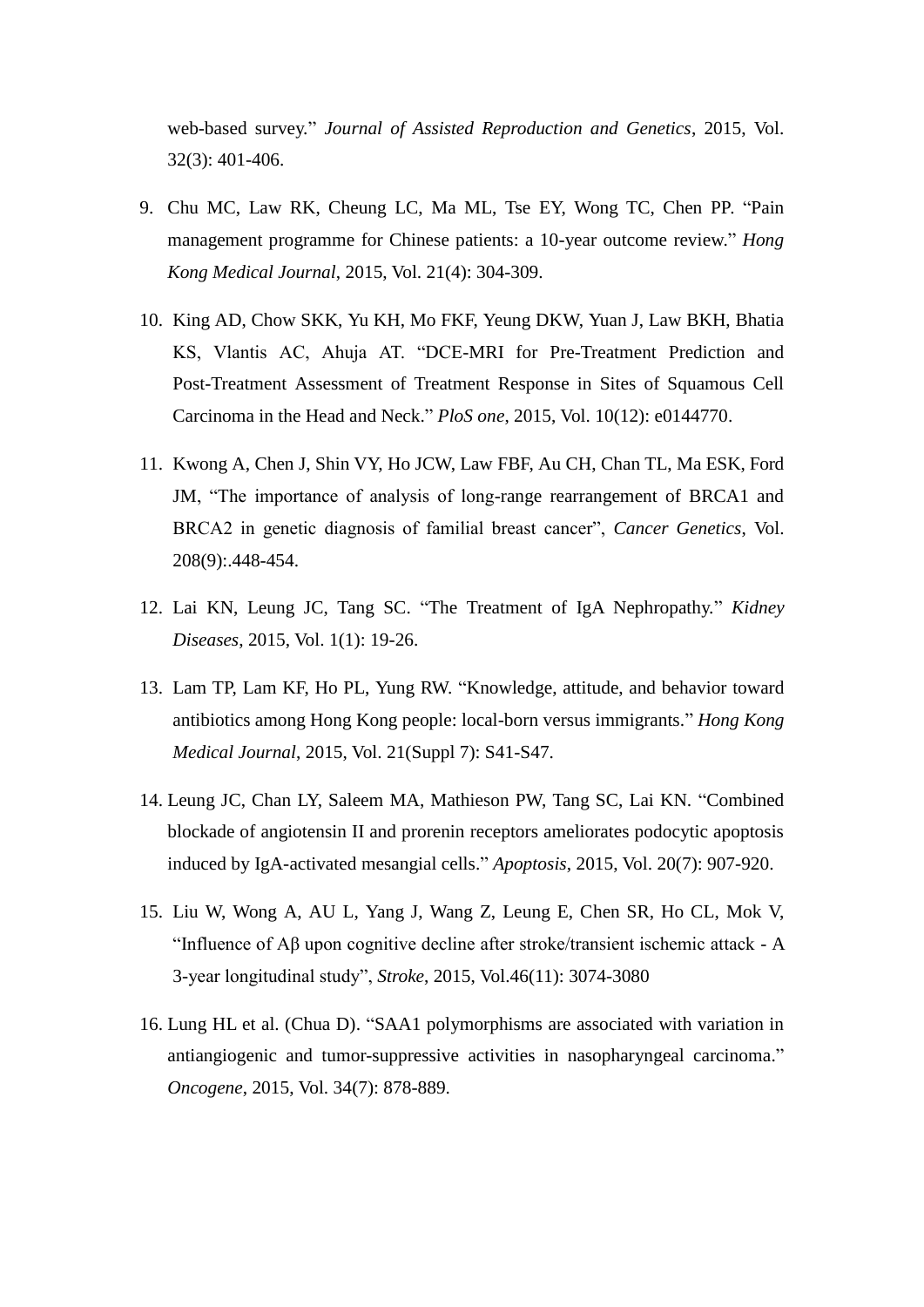web-based survey." *Journal of Assisted Reproduction and Genetics*, 2015, Vol. 32(3): 401-406.

9. Chu MC, Law RK, Cheung LC, Ma ML, Tse EY, Wong TC, Chen PP. "Pain management programme for Chinese patients: a 10-year outcome review." *Hong Kong Medical Journal*, 2015, Vol. 21(4): 304-309.

10. King AD, Chow SKK, Yu KH, Mo FKF, Yeung DKW, Yuan J, Law BKH, Bhatia KS, Vlantis AC, Ahuja AT. "DCE-MRI for Pre-Treatment Prediction and Post-Treatment Assessment of Treatment Response in Sites of Squamous Cell Carcinoma in the Head and Neck." *PloS one*, 2015, Vol. 10(12): e0144770.

11. Kwong A, Chen J, Shin VY, Ho JCW, Law FBF, Au CH, Chan TL, Ma ESK, Ford JM, "The importance of analysis of long-range rearrangement of BRCA1 and BRCA2 in genetic diagnosis of familial breast cancer", *Cancer Genetics*, Vol. 208(9):.448-454.

12. Lai KN, Leung JC, Tang SC. "The Treatment of IgA Nephropathy." *Kidney Diseases*, 2015, Vol. 1(1): 19-26.

13. Lam TP, Lam KF, Ho PL, Yung RW. "Knowledge, attitude, and behavior toward antibiotics among Hong Kong people: local-born versus immigrants." *Hong Kong Medical Journal*, 2015, Vol. 21(Suppl 7): S41-S47.

14. Leung JC, Chan LY, Saleem MA, Mathieson PW, Tang SC, Lai KN. "Combined blockade of angiotensin II and prorenin receptors ameliorates podocytic apoptosis induced by IgA-activated mesangial cells." *Apoptosis*, 2015, Vol. 20(7): 907-920.

15. Liu W, Wong A, AU L, Yang J, Wang Z, Leung E, Chen SR, Ho CL, Mok V, "Influence of Aβ upon cognitive decline after stroke/transient ischemic attack - A 3-year longitudinal study", *Stroke*, 2015, Vol.46(11): 3074-3080

16. Lung HL et al. (Chua D). "SAA1 polymorphisms are associated with variation in antiangiogenic and tumor-suppressive activities in nasopharyngeal carcinoma." *Oncogene*, 2015, Vol. 34(7): 878-889.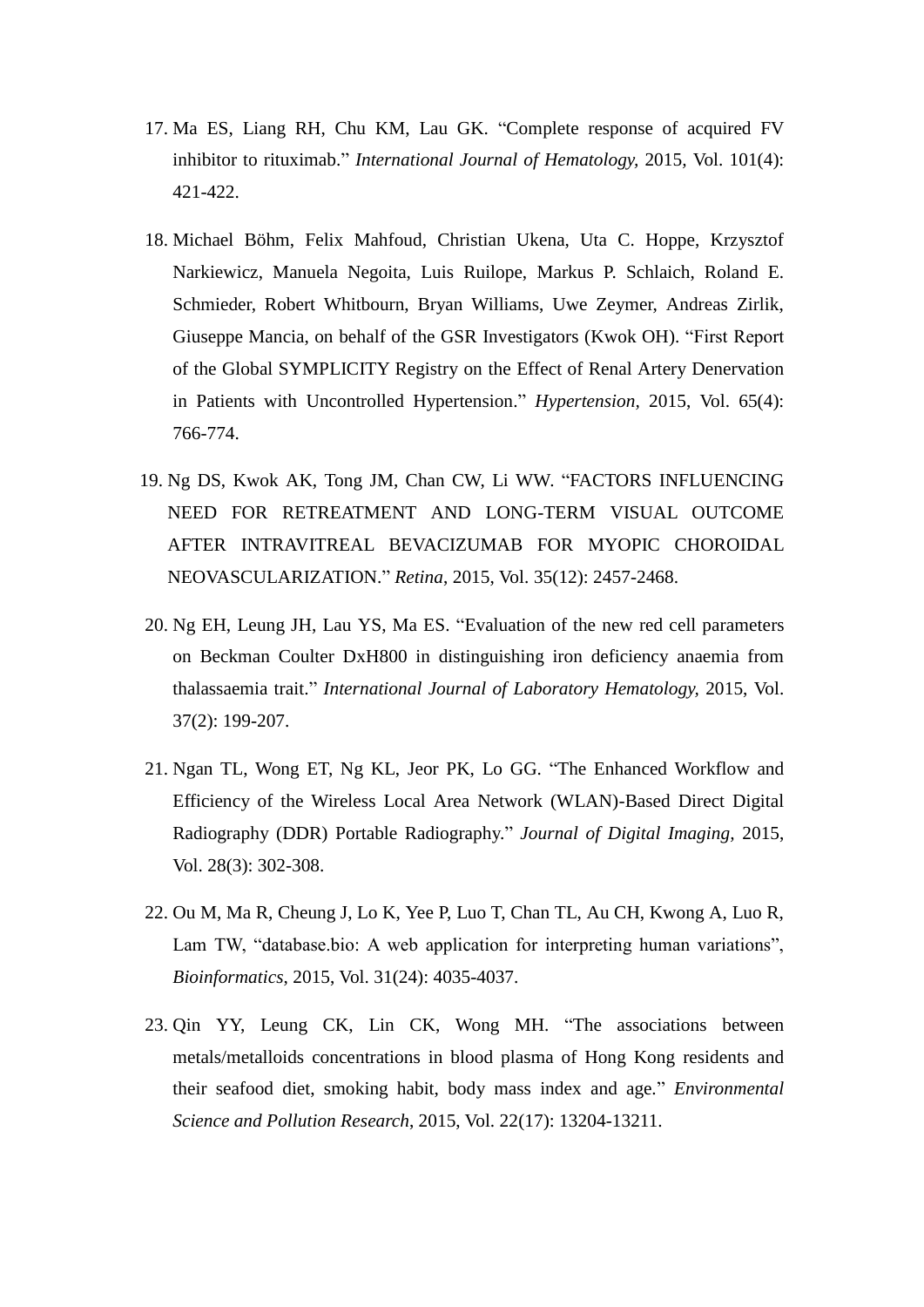17. Ma ES, Liang RH, Chu KM, Lau GK. “Complete response of acquired FV inhibitor to rituximab.” *International Journal of Hematology*, 2015, Vol. 101(4): 421-422.

18. Michael Böhm, Felix Mahfoud, Christian Ukena, Uta C. Hoppe, Krzysztof Narkiewicz, Manuela Negoita, Luis Ruilope, Markus P. Schlaich, Roland E. Schmieder, Robert Whitbourn, Bryan Williams, Uwe Zeymer, Andreas Zirlik, Giuseppe Mancia, on behalf of the GSR Investigators (Kwok OH). “First Report of the Global SYMPLICITY Registry on the Effect of Renal Artery Denervation in Patients with Uncontrolled Hypertension.” *Hypertension*, 2015, Vol. 65(4): 766-774.

19. Ng DS, Kwok AK, Tong JM, Chan CW, Li WW. “FACTORS INFLUENCING NEED FOR RETREATMENT AND LONG-TERM VISUAL OUTCOME AFTER INTRAVITREAL BEVACIZUMAB FOR MYOPIC CHOROIDAL NEOVASCULARIZATION.” *Retina*, 2015, Vol. 35(12): 2457-2468.

20. Ng EH, Leung JH, Lau YS, Ma ES. “Evaluation of the new red cell parameters on Beckman Coulter DxH800 in distinguishing iron deficiency anaemia from thalassaemia trait.” *International Journal of Laboratory Hematology*, 2015, Vol. 37(2): 199-207.

21. Ngan TL, Wong ET, Ng KL, Jeor PK, Lo GG. “The Enhanced Workflow and Efficiency of the Wireless Local Area Network (WLAN)-Based Direct Digital Radiography (DDR) Portable Radiography.” *Journal of Digital Imaging*, 2015, Vol. 28(3): 302-308.

22. Ou M, Ma R, Cheung J, Lo K, Yee P, Luo T, Chan TL, Au CH, Kwong A, Luo R, Lam TW, “database.bio: A web application for interpreting human variations”, *Bioinformatics*, 2015, Vol. 31(24): 4035-4037.

23. Qin YY, Leung CK, Lin CK, Wong MH. “The associations between metals/metalloids concentrations in blood plasma of Hong Kong residents and their seafood diet, smoking habit, body mass index and age.” *Environmental Science and Pollution Research*, 2015, Vol. 22(17): 13204-13211.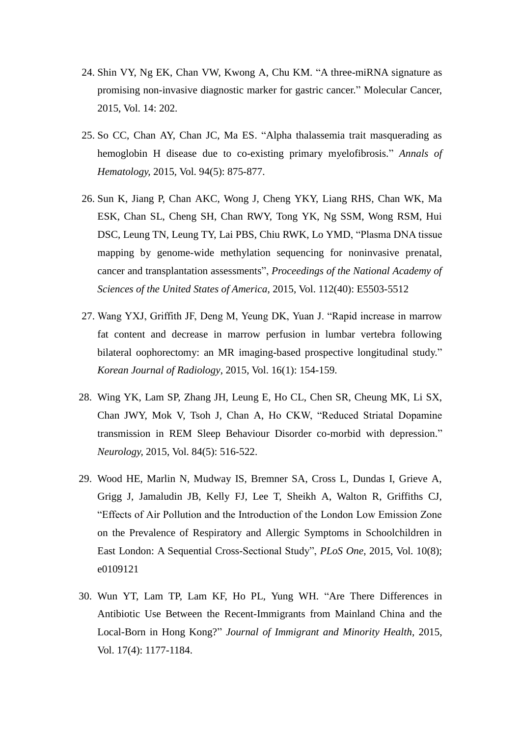24. Shin VY, Ng EK, Chan VW, Kwong A, Chu KM. “A three-miRNA signature as promising non-invasive diagnostic marker for gastric cancer.” Molecular Cancer, 2015, Vol. 14: 202.

25. So CC, Chan AY, Chan JC, Ma ES. “Alpha thalassemia trait masquerading as hemoglobin H disease due to co-existing primary myelofibrosis.” *Annals of Hematology,* 2015, Vol. 94(5): 875-877.

26. Sun K, Jiang P, Chan AKC, Wong J, Cheng YKY, Liang RHS, Chan WK, Ma ESK, Chan SL, Cheng SH, Chan RWY, Tong YK, Ng SSM, Wong RSM, Hui DSC, Leung TN, Leung TY, Lai PBS, Chiu RWK, Lo YMD, “Plasma DNA tissue mapping by genome-wide methylation sequencing for noninvasive prenatal, cancer and transplantation assessments”, *Proceedings of the National Academy of Sciences of the United States of America*, 2015, Vol. 112(40): E5503-5512

27. Wang YXJ, Griffith JF, Deng M, Yeung DK, Yuan J. “Rapid increase in marrow fat content and decrease in marrow perfusion in lumbar vertebra following bilateral oophorectomy: an MR imaging-based prospective longitudinal study.” *Korean Journal of Radiology*, 2015, Vol. 16(1): 154-159.

28. Wing YK, Lam SP, Zhang JH, Leung E, Ho CL, Chen SR, Cheung MK, Li SX, Chan JWY, Mok V, Tsoh J, Chan A, Ho CKW, “Reduced Striatal Dopamine transmission in REM Sleep Behaviour Disorder co-morbid with depression.” *Neurology,* 2015, Vol. 84(5): 516-522.

29. Wood HE, Marlin N, Mudway IS, Bremner SA, Cross L, Dundas I, Grieve A, Grigg J, Jamaludin JB, Kelly FJ, Lee T, Sheikh A, Walton R, Griffiths CJ, “Effects of Air Pollution and the Introduction of the London Low Emission Zone on the Prevalence of Respiratory and Allergic Symptoms in Schoolchildren in East London: A Sequential Cross-Sectional Study”, *PLoS One*, 2015, Vol. 10(8); e0109121

30. Wun YT, Lam TP, Lam KF, Ho PL, Yung WH. “Are There Differences in Antibiotic Use Between the Recent-Immigrants from Mainland China and the Local-Born in Hong Kong?” *Journal of Immigrant and Minority Health*, 2015, Vol. 17(4): 1177-1184.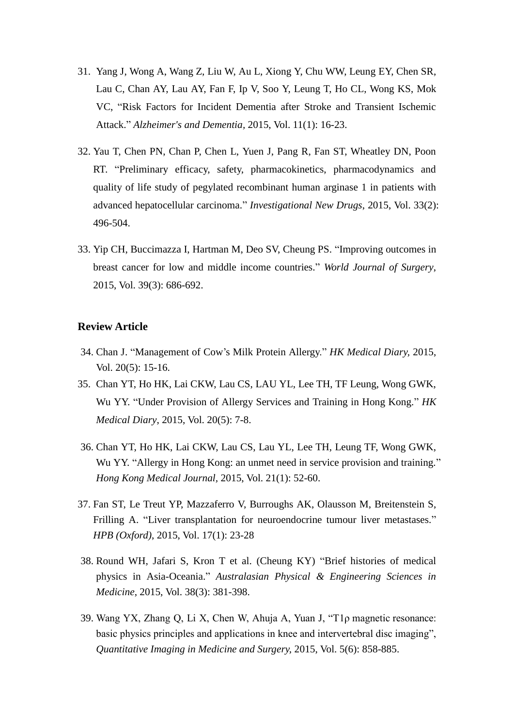31. Yang J, Wong A, Wang Z, Liu W, Au L, Xiong Y, Chu WW, Leung EY, Chen SR, Lau C, Chan AY, Lau AY, Fan F, Ip V, Soo Y, Leung T, Ho CL, Wong KS, Mok VC, "Risk Factors for Incident Dementia after Stroke and Transient Ischemic Attack." *Alzheimer's and Dementia*, 2015, Vol. 11(1): 16-23.

32. Yau T, Chen PN, Chan P, Chen L, Yuen J, Pang R, Fan ST, Wheatley DN, Poon RT. "Preliminary efficacy, safety, pharmacokinetics, pharmacodynamics and quality of life study of pegylated recombinant human arginase 1 in patients with advanced hepatocellular carcinoma." *Investigational New Drugs*, 2015, Vol. 33(2): 496-504.

33. Yip CH, Buccimazza I, Hartman M, Deo SV, Cheung PS. "Improving outcomes in breast cancer for low and middle income countries." *World Journal of Surgery*, 2015, Vol. 39(3): 686-692.

**Review Article**

34. Chan J. "Management of Cow's Milk Protein Allergy." *HK Medical Diary*, 2015, Vol. 20(5): 15-16.

35. Chan YT, Ho HK, Lai CKW, Lau CS, LAU YL, Lee TH, TF Leung, Wong GWK, Wu YY. "Under Provision of Allergy Services and Training in Hong Kong." *HK Medical Diary*, 2015, Vol. 20(5): 7-8.

36. Chan YT, Ho HK, Lai CKW, Lau CS, Lau YL, Lee TH, Leung TF, Wong GWK, Wu YY. "Allergy in Hong Kong: an unmet need in service provision and training." *Hong Kong Medical Journal*, 2015, Vol. 21(1): 52-60.

37. Fan ST, Le Treut YP, Mazzaferro V, Burroughs AK, Olausson M, Breitenstein S, Frilling A. "Liver transplantation for neuroendocrine tumour liver metastases." *HPB (Oxford)*, 2015, Vol. 17(1): 23-28

38. Round WH, Jafari S, Kron T et al. (Cheung KY) "Brief histories of medical physics in Asia-Oceania." *Australasian Physical & Engineering Sciences in Medicine*, 2015, Vol. 38(3): 381-398.

39. Wang YX, Zhang Q, Li X, Chen W, Ahuja A, Yuan J, "T1ρ magnetic resonance: basic physics principles and applications in knee and intervertebral disc imaging", *Quantitative Imaging in Medicine and Surgery*, 2015, Vol. 5(6): 858-885.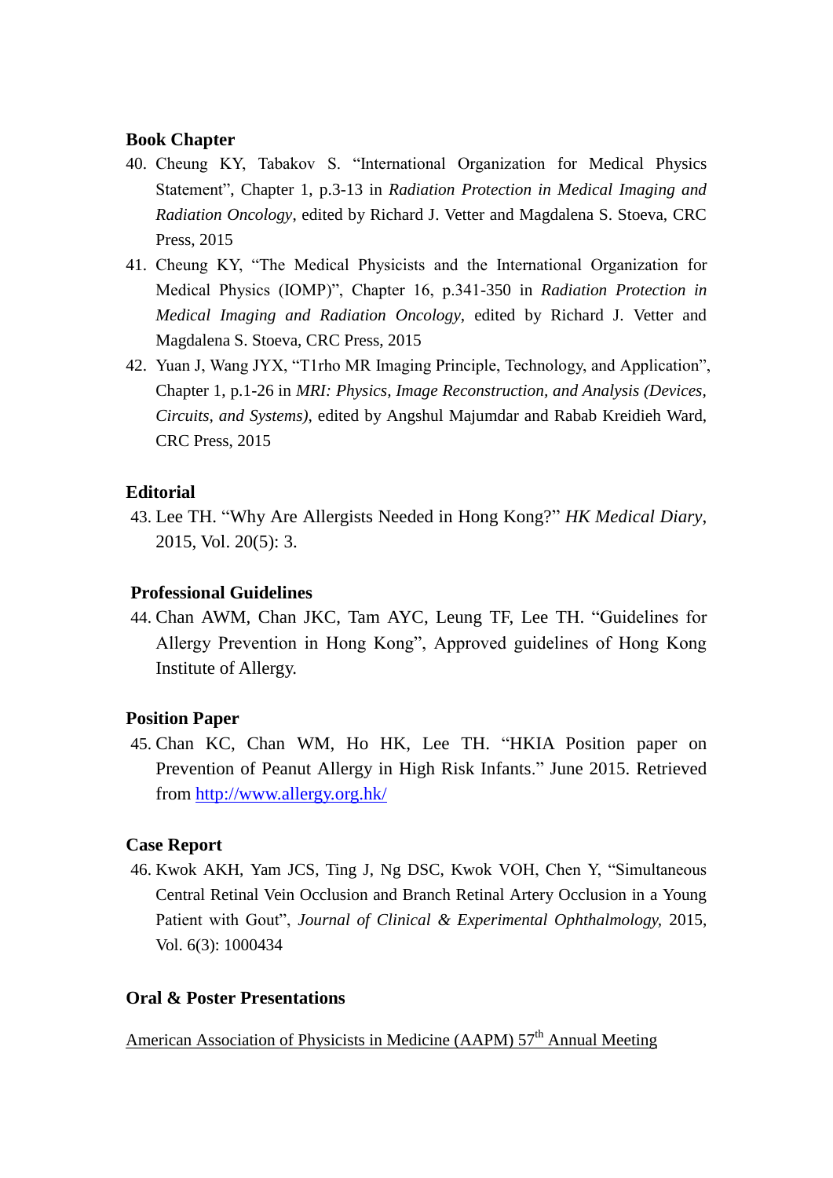**Book Chapter**

40. Cheung KY, Tabakov S. "International Organization for Medical Physics Statement", Chapter 1, p.3-13 in *Radiation Protection in Medical Imaging and Radiation Oncology*, edited by Richard J. Vetter and Magdalena S. Stoeva, CRC Press, 2015
41. Cheung KY, "The Medical Physicists and the International Organization for Medical Physics (IOMP)", Chapter 16, p.341-350 in *Radiation Protection in Medical Imaging and Radiation Oncology*, edited by Richard J. Vetter and Magdalena S. Stoeva, CRC Press, 2015
42. Yuan J, Wang JYX, "T1rho MR Imaging Principle, Technology, and Application", Chapter 1, p.1-26 in *MRI: Physics, Image Reconstruction, and Analysis (Devices, Circuits, and Systems)*, edited by Angshul Majumdar and Rabab Kreidieh Ward, CRC Press, 2015

**Editorial**

43. Lee TH. "Why Are Allergists Needed in Hong Kong?" *HK Medical Diary*, 2015, Vol. 20(5): 3.

**Professional Guidelines**

44. Chan AWM, Chan JKC, Tam AYC, Leung TF, Lee TH. "Guidelines for Allergy Prevention in Hong Kong", Approved guidelines of Hong Kong Institute of Allergy.

**Position Paper**

45. Chan KC, Chan WM, Ho HK, Lee TH. "HKIA Position paper on Prevention of Peanut Allergy in High Risk Infants." June 2015. Retrieved from [http://www.allergy.org.hk/](http://www.allergy.org.hk/)

**Case Report**

46. Kwok AKH, Yam JCS, Ting J, Ng DSC, Kwok VOH, Chen Y, "Simultaneous Central Retinal Vein Occlusion and Branch Retinal Artery Occlusion in a Young Patient with Gout", *Journal of Clinical & Experimental Ophthalmology*, 2015, Vol. 6(3): 1000434

**Oral & Poster Presentations**

American Association of Physicists in Medicine (AAPM) 57th Annual Meeting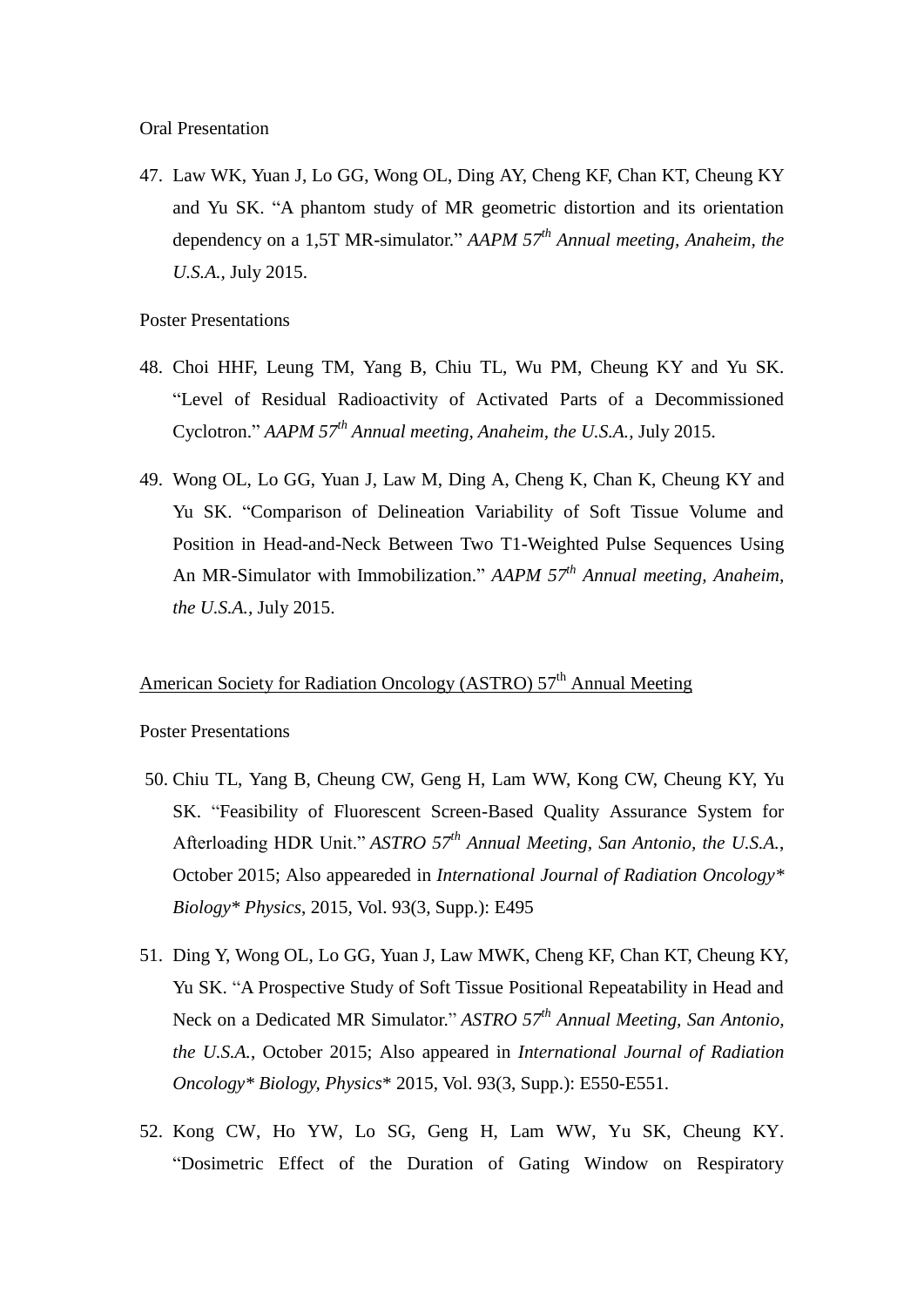Oral Presentation

47. Law WK, Yuan J, Lo GG, Wong OL, Ding AY, Cheng KF, Chan KT, Cheung KY and Yu SK. "A phantom study of MR geometric distortion and its orientation dependency on a 1,5T MR-simulator." *AAPM 57th Annual meeting, Anaheim, the U.S.A.*, July 2015.

Poster Presentations

48. Choi HHF, Leung TM, Yang B, Chiu TL, Wu PM, Cheung KY and Yu SK. "Level of Residual Radioactivity of Activated Parts of a Decommissioned Cyclotron." *AAPM 57th Annual meeting, Anaheim, the U.S.A.*, July 2015.

49. Wong OL, Lo GG, Yuan J, Law M, Ding A, Cheng K, Chan K, Cheung KY and Yu SK. "Comparison of Delineation Variability of Soft Tissue Volume and Position in Head-and-Neck Between Two T1-Weighted Pulse Sequences Using An MR-Simulator with Immobilization." *AAPM 57th Annual meeting, Anaheim, the U.S.A.*, July 2015.

<u>American Society for Radiation Oncology (ASTRO) 57th Annual Meeting</u>

Poster Presentations

50. Chiu TL, Yang B, Cheung CW, Geng H, Lam WW, Kong CW, Cheung KY, Yu SK. "Feasibility of Fluorescent Screen-Based Quality Assurance System for Afterloading HDR Unit." *ASTRO 57th Annual Meeting, San Antonio, the U.S.A.*, October 2015; Also appeareded in *International Journal of Radiation Oncology* Biology* Physics*, 2015, Vol. 93(3, Supp.): E495

51. Ding Y, Wong OL, Lo GG, Yuan J, Law MWK, Cheng KF, Chan KT, Cheung KY, Yu SK. "A Prospective Study of Soft Tissue Positional Repeatability in Head and Neck on a Dedicated MR Simulator." *ASTRO 57th Annual Meeting, San Antonio, the U.S.A.*, October 2015; Also appeared in *International Journal of Radiation Oncology* Biology, Physics** 2015, Vol. 93(3, Supp.): E550-E551.

52. Kong CW, Ho YW, Lo SG, Geng H, Lam WW, Yu SK, Cheung KY. "Dosimetric Effect of the Duration of Gating Window on Respiratory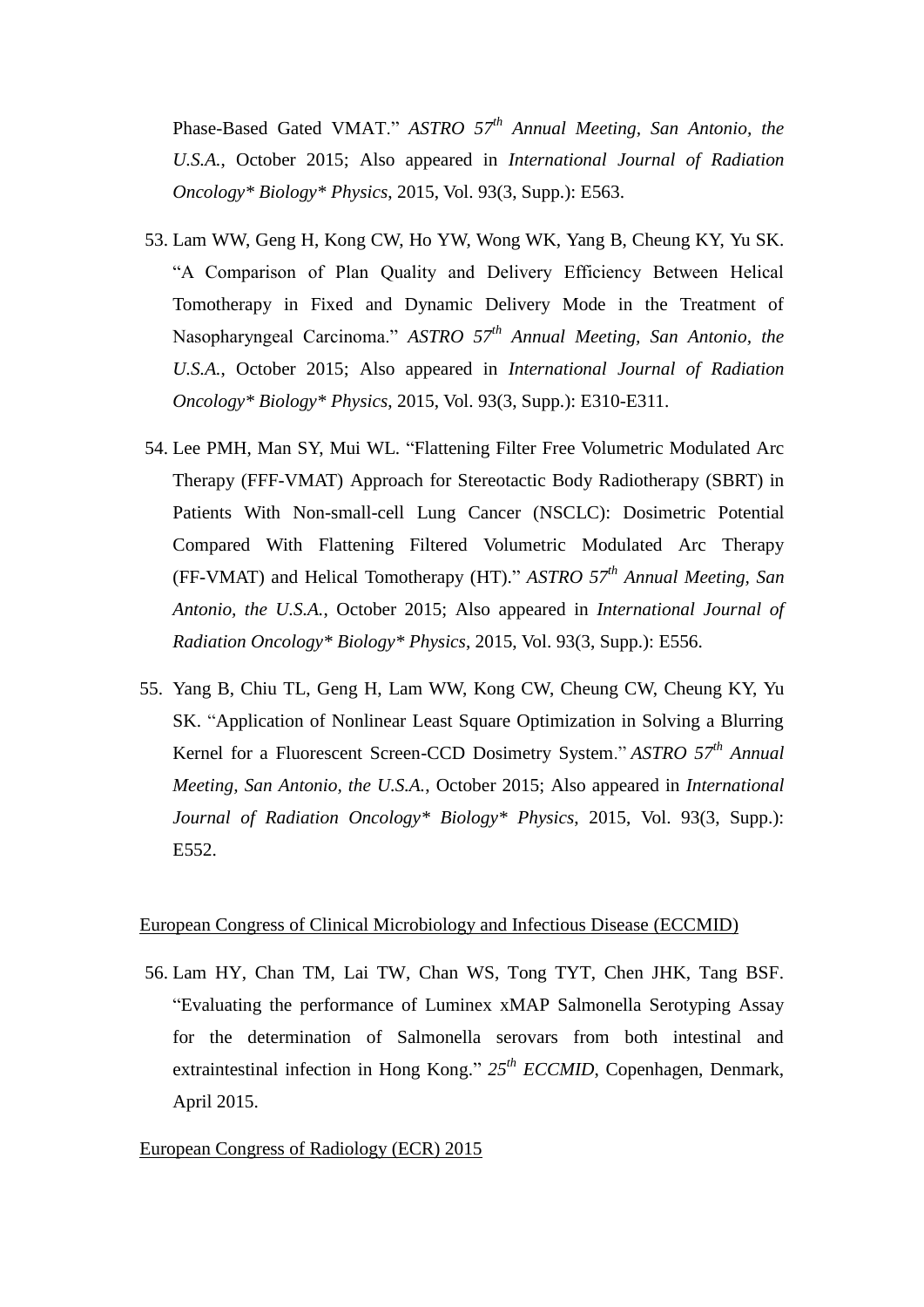Phase-Based Gated VMAT." *ASTRO 57th Annual Meeting, San Antonio, the U.S.A.*, October 2015; Also appeared in *International Journal of Radiation Oncology\* Biology\* Physics*, 2015, Vol. 93(3, Supp.): E563.

53. Lam WW, Geng H, Kong CW, Ho YW, Wong WK, Yang B, Cheung KY, Yu SK. "A Comparison of Plan Quality and Delivery Efficiency Between Helical Tomotherapy in Fixed and Dynamic Delivery Mode in the Treatment of Nasopharyngeal Carcinoma." *ASTRO 57th Annual Meeting, San Antonio, the U.S.A.*, October 2015; Also appeared in *International Journal of Radiation Oncology\* Biology\* Physics*, 2015, Vol. 93(3, Supp.): E310-E311.

54. Lee PMH, Man SY, Mui WL. "Flattening Filter Free Volumetric Modulated Arc Therapy (FFF-VMAT) Approach for Stereotactic Body Radiotherapy (SBRT) in Patients With Non-small-cell Lung Cancer (NSCLC): Dosimetric Potential Compared With Flattening Filtered Volumetric Modulated Arc Therapy (FF-VMAT) and Helical Tomotherapy (HT)." *ASTRO 57th Annual Meeting, San Antonio, the U.S.A.*, October 2015; Also appeared in *International Journal of Radiation Oncology\* Biology\* Physics*, 2015, Vol. 93(3, Supp.): E556.

55. Yang B, Chiu TL, Geng H, Lam WW, Kong CW, Cheung CW, Cheung KY, Yu SK. "Application of Nonlinear Least Square Optimization in Solving a Blurring Kernel for a Fluorescent Screen-CCD Dosimetry System." *ASTRO 57th Annual Meeting, San Antonio, the U.S.A.*, October 2015; Also appeared in *International Journal of Radiation Oncology\* Biology\* Physics*, 2015, Vol. 93(3, Supp.): E552.

<u>European Congress of Clinical Microbiology and Infectious Disease (ECCMID)</u>

56. Lam HY, Chan TM, Lai TW, Chan WS, Tong TYT, Chen JHK, Tang BSF. "Evaluating the performance of Luminex xMAP Salmonella Serotyping Assay for the determination of Salmonella serovars from both intestinal and extraintestinal infection in Hong Kong." *25th ECCMID*, Copenhagen, Denmark, April 2015.

<u>European Congress of Radiology (ECR) 2015</u>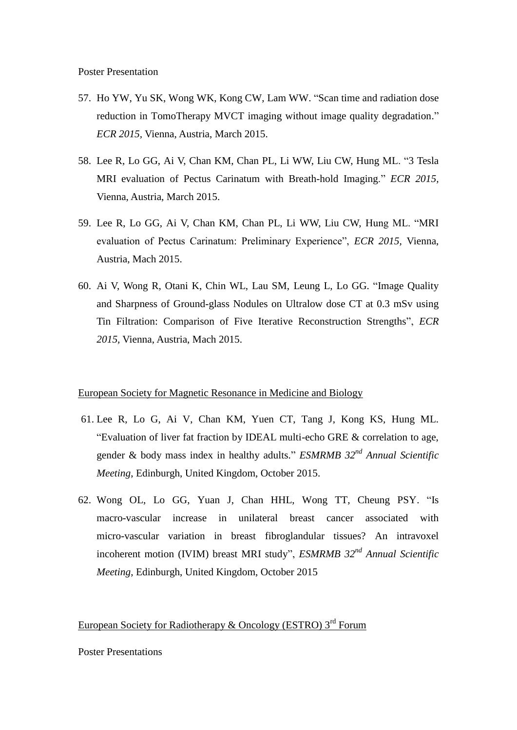Poster Presentation

57. Ho YW, Yu SK, Wong WK, Kong CW, Lam WW. "Scan time and radiation dose reduction in TomoTherapy MVCT imaging without image quality degradation." *ECR 2015*, Vienna, Austria, March 2015.

58. Lee R, Lo GG, Ai V, Chan KM, Chan PL, Li WW, Liu CW, Hung ML. "3 Tesla MRI evaluation of Pectus Carinatum with Breath-hold Imaging." *ECR 2015*, Vienna, Austria, March 2015.

59. Lee R, Lo GG, Ai V, Chan KM, Chan PL, Li WW, Liu CW, Hung ML. "MRI evaluation of Pectus Carinatum: Preliminary Experience", *ECR 2015*, Vienna, Austria, Mach 2015.

60. Ai V, Wong R, Otani K, Chin WL, Lau SM, Leung L, Lo GG. "Image Quality and Sharpness of Ground-glass Nodules on Ultralow dose CT at 0.3 mSv using Tin Filtration: Comparison of Five Iterative Reconstruction Strengths", *ECR 2015*, Vienna, Austria, Mach 2015.

European Society for Magnetic Resonance in Medicine and Biology

61. Lee R, Lo G, Ai V, Chan KM, Yuen CT, Tang J, Kong KS, Hung ML. "Evaluation of liver fat fraction by IDEAL multi-echo GRE & correlation to age, gender & body mass index in healthy adults." *ESMRMB 32nd Annual Scientific Meeting*, Edinburgh, United Kingdom, October 2015.

62. Wong OL, Lo GG, Yuan J, Chan HHL, Wong TT, Cheung PSY. "Is macro-vascular increase in unilateral breast cancer associated with micro-vascular variation in breast fibroglandular tissues? An intravoxel incoherent motion (IVIM) breast MRI study", *ESMRMB 32nd Annual Scientific Meeting*, Edinburgh, United Kingdom, October 2015

European Society for Radiotherapy & Oncology (ESTRO) 3rd Forum

Poster Presentations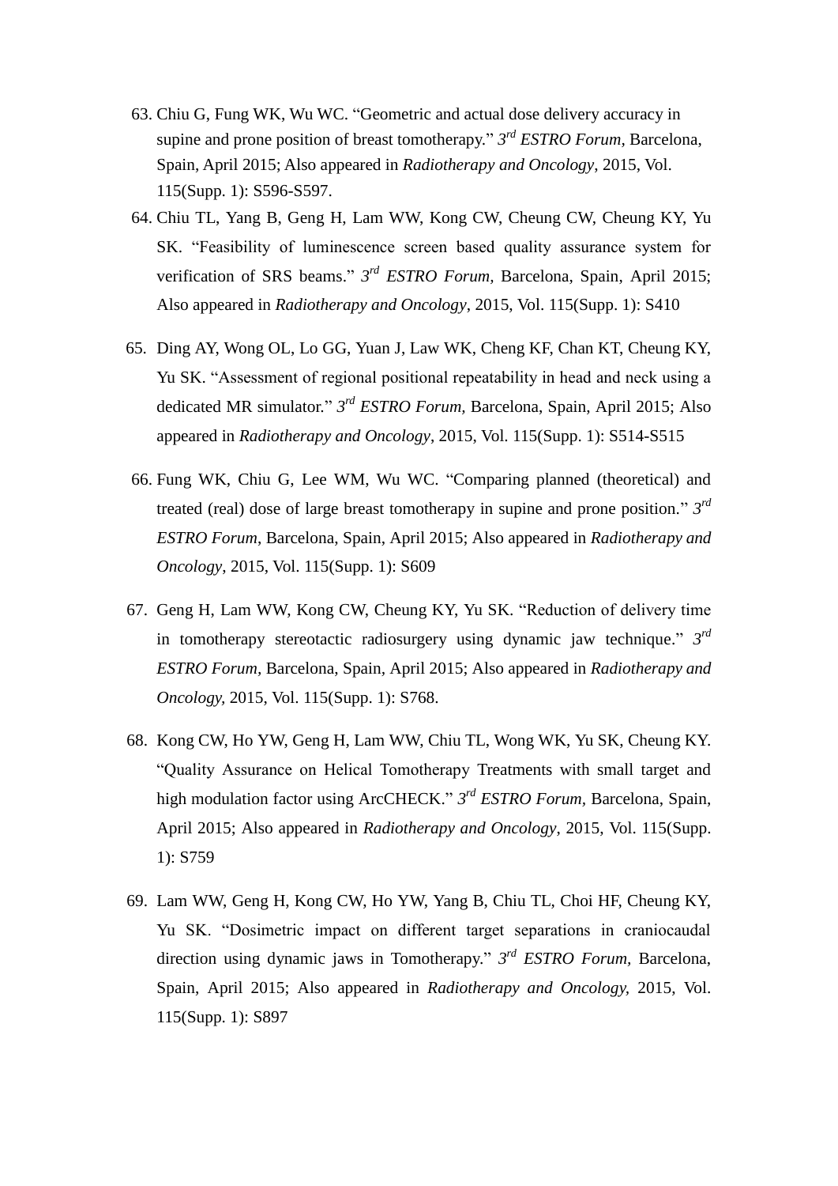63. Chiu G, Fung WK, Wu WC. "Geometric and actual dose delivery accuracy in supine and prone position of breast tomotherapy." *3rd ESTRO Forum*, Barcelona, Spain, April 2015; Also appeared in *Radiotherapy and Oncology*, 2015, Vol. 115(Supp. 1): S596-S597.

64. Chiu TL, Yang B, Geng H, Lam WW, Kong CW, Cheung CW, Cheung KY, Yu SK. "Feasibility of luminescence screen based quality assurance system for verification of SRS beams." *3rd ESTRO Forum,* Barcelona, Spain, April 2015; Also appeared in *Radiotherapy and Oncology*, 2015, Vol. 115(Supp. 1): S410

65. Ding AY, Wong OL, Lo GG, Yuan J, Law WK, Cheng KF, Chan KT, Cheung KY, Yu SK. "Assessment of regional positional repeatability in head and neck using a dedicated MR simulator." *3rd ESTRO Forum*, Barcelona, Spain, April 2015; Also appeared in *Radiotherapy and Oncology*, 2015, Vol. 115(Supp. 1): S514-S515

66. Fung WK, Chiu G, Lee WM, Wu WC. "Comparing planned (theoretical) and treated (real) dose of large breast tomotherapy in supine and prone position." *3rd ESTRO Forum*, Barcelona, Spain, April 2015; Also appeared in *Radiotherapy and Oncology*, 2015, Vol. 115(Supp. 1): S609

67. Geng H, Lam WW, Kong CW, Cheung KY, Yu SK. "Reduction of delivery time in tomotherapy stereotactic radiosurgery using dynamic jaw technique." *3rd ESTRO Forum*, Barcelona, Spain, April 2015; Also appeared in *Radiotherapy and Oncology,* 2015, Vol. 115(Supp. 1): S768.

68. Kong CW, Ho YW, Geng H, Lam WW, Chiu TL, Wong WK, Yu SK, Cheung KY. "Quality Assurance on Helical Tomotherapy Treatments with small target and high modulation factor using ArcCHECK." *3rd ESTRO Forum*, Barcelona, Spain, April 2015; Also appeared in *Radiotherapy and Oncology*, 2015, Vol. 115(Supp. 1): S759

69. Lam WW, Geng H, Kong CW, Ho YW, Yang B, Chiu TL, Choi HF, Cheung KY, Yu SK. "Dosimetric impact on different target separations in craniocaudal direction using dynamic jaws in Tomotherapy." *3rd ESTRO Forum*, Barcelona, Spain, April 2015; Also appeared in *Radiotherapy and Oncology,* 2015, Vol. 115(Supp. 1): S897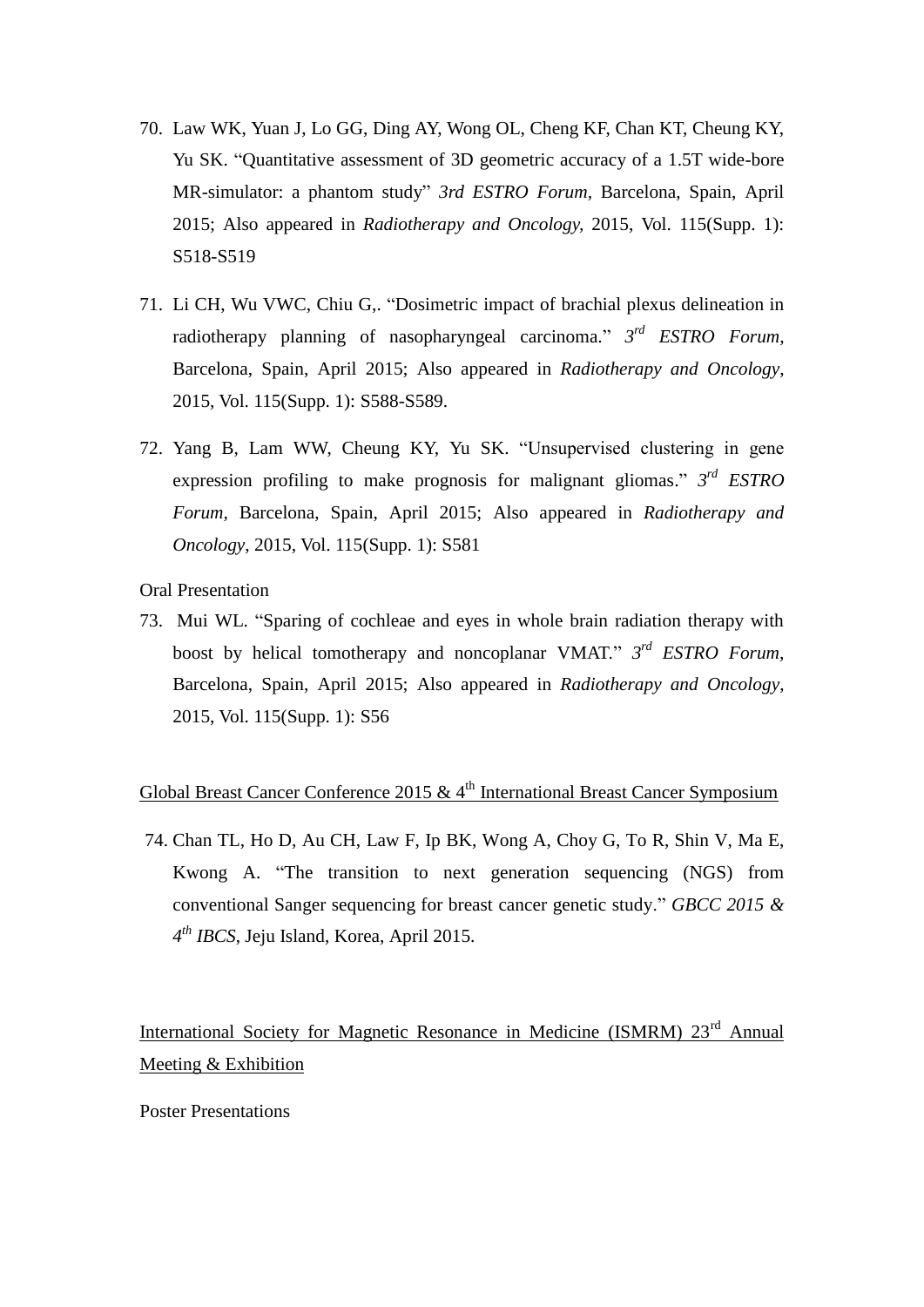70. Law WK, Yuan J, Lo GG, Ding AY, Wong OL, Cheng KF, Chan KT, Cheung KY, Yu SK. "Quantitative assessment of 3D geometric accuracy of a 1.5T wide-bore MR-simulator: a phantom study" *3rd ESTRO Forum*, Barcelona, Spain, April 2015; Also appeared in *Radiotherapy and Oncology*, 2015, Vol. 115(Supp. 1): S518-S519

71. Li CH, Wu VWC, Chiu G,. "Dosimetric impact of brachial plexus delineation in radiotherapy planning of nasopharyngeal carcinoma." *3rd ESTRO Forum*, Barcelona, Spain, April 2015; Also appeared in *Radiotherapy and Oncology*, 2015, Vol. 115(Supp. 1): S588-S589.

72. Yang B, Lam WW, Cheung KY, Yu SK. "Unsupervised clustering in gene expression profiling to make prognosis for malignant gliomas." *3rd ESTRO Forum*, Barcelona, Spain, April 2015; Also appeared in *Radiotherapy and Oncology*, 2015, Vol. 115(Supp. 1): S581

Oral Presentation

73. Mui WL. "Sparing of cochleae and eyes in whole brain radiation therapy with boost by helical tomotherapy and noncoplanar VMAT." *3rd ESTRO Forum*, Barcelona, Spain, April 2015; Also appeared in *Radiotherapy and Oncology*, 2015, Vol. 115(Supp. 1): S56

<u>Global Breast Cancer Conference 2015 & 4th International Breast Cancer Symposium</u>

74. Chan TL, Ho D, Au CH, Law F, Ip BK, Wong A, Choy G, To R, Shin V, Ma E, Kwong A. "The transition to next generation sequencing (NGS) from conventional Sanger sequencing for breast cancer genetic study." *GBCC 2015 & 4th IBCS*, Jeju Island, Korea, April 2015.

<u>International Society for Magnetic Resonance in Medicine (ISMRM) 23rd Annual Meeting & Exhibition</u>

Poster Presentations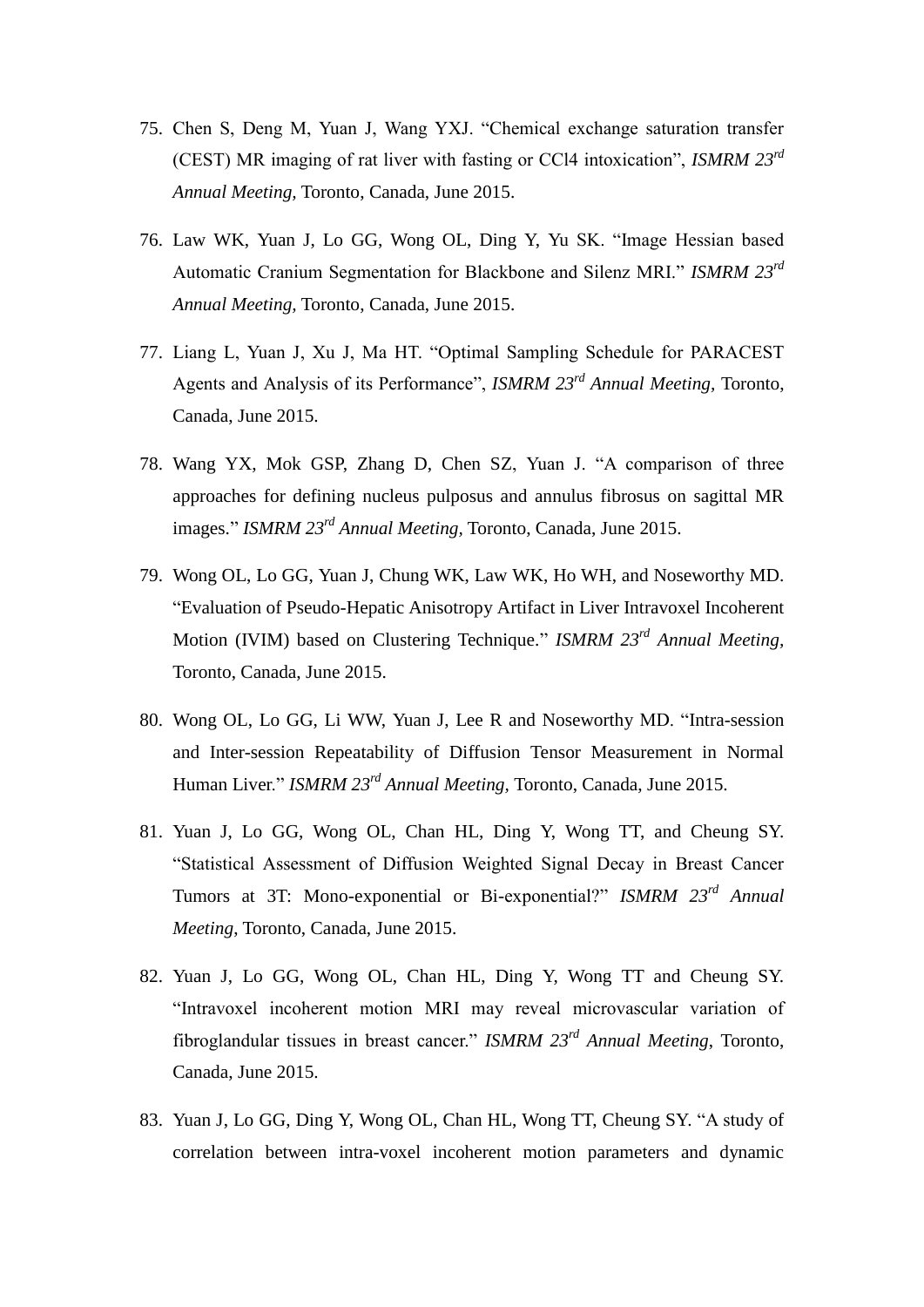75. Chen S, Deng M, Yuan J, Wang YXJ. "Chemical exchange saturation transfer (CEST) MR imaging of rat liver with fasting or CCl4 intoxication", *ISMRM 23rd Annual Meeting,* Toronto, Canada, June 2015.

76. Law WK, Yuan J, Lo GG, Wong OL, Ding Y, Yu SK. "Image Hessian based Automatic Cranium Segmentation for Blackbone and Silenz MRI." *ISMRM 23rd Annual Meeting,* Toronto, Canada, June 2015.

77. Liang L, Yuan J, Xu J, Ma HT. "Optimal Sampling Schedule for PARACEST Agents and Analysis of its Performance", *ISMRM 23rd Annual Meeting,* Toronto, Canada, June 2015.

78. Wang YX, Mok GSP, Zhang D, Chen SZ, Yuan J. "A comparison of three approaches for defining nucleus pulposus and annulus fibrosus on sagittal MR images." *ISMRM 23rd Annual Meeting,* Toronto, Canada, June 2015.

79. Wong OL, Lo GG, Yuan J, Chung WK, Law WK, Ho WH, and Noseworthy MD. "Evaluation of Pseudo-Hepatic Anisotropy Artifact in Liver Intravoxel Incoherent Motion (IVIM) based on Clustering Technique." *ISMRM 23rd Annual Meeting,* Toronto, Canada, June 2015.

80. Wong OL, Lo GG, Li WW, Yuan J, Lee R and Noseworthy MD. "Intra-session and Inter-session Repeatability of Diffusion Tensor Measurement in Normal Human Liver." *ISMRM 23rd Annual Meeting,* Toronto, Canada, June 2015.

81. Yuan J, Lo GG, Wong OL, Chan HL, Ding Y, Wong TT, and Cheung SY. "Statistical Assessment of Diffusion Weighted Signal Decay in Breast Cancer Tumors at 3T: Mono-exponential or Bi-exponential?" *ISMRM 23rd Annual Meeting*, Toronto, Canada, June 2015.

82. Yuan J, Lo GG, Wong OL, Chan HL, Ding Y, Wong TT and Cheung SY. "Intravoxel incoherent motion MRI may reveal microvascular variation of fibroglandular tissues in breast cancer." *ISMRM 23rd Annual Meeting*, Toronto, Canada, June 2015.

83. Yuan J, Lo GG, Ding Y, Wong OL, Chan HL, Wong TT, Cheung SY. "A study of correlation between intra-voxel incoherent motion parameters and dynamic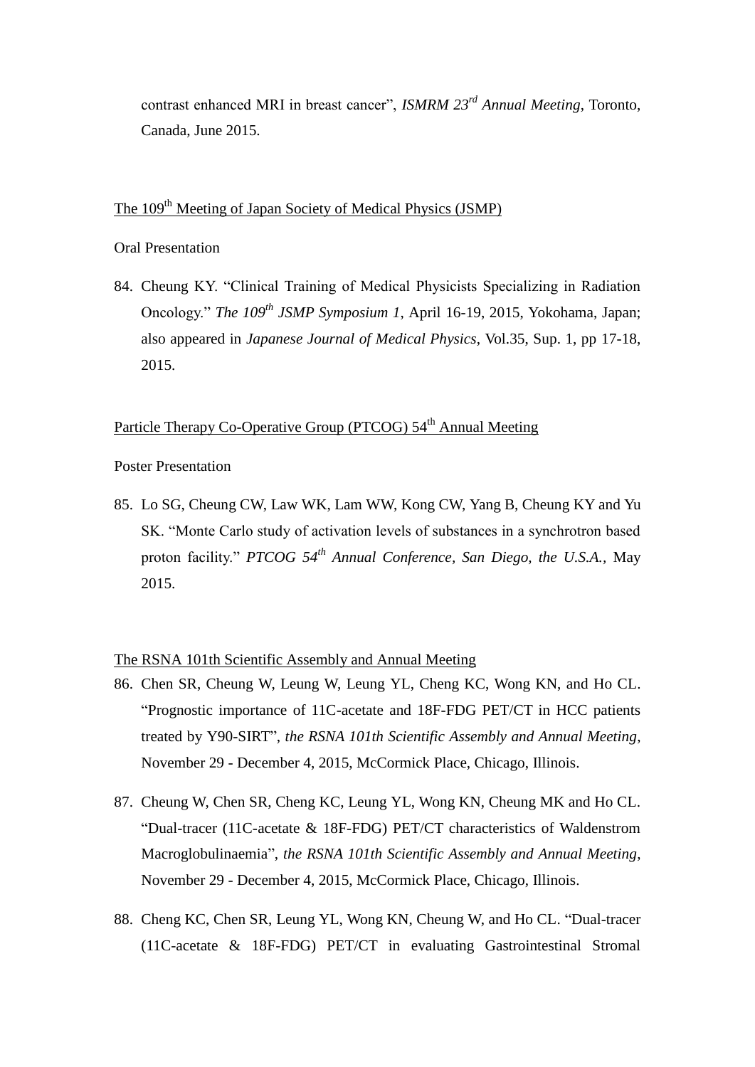contrast enhanced MRI in breast cancer", *ISMRM 23rd Annual Meeting*, Toronto, Canada, June 2015.

The 109th Meeting of Japan Society of Medical Physics (JSMP)

Oral Presentation

84. Cheung KY. "Clinical Training of Medical Physicists Specializing in Radiation Oncology." *The 109th JSMP Symposium 1*, April 16-19, 2015, Yokohama, Japan; also appeared in *Japanese Journal of Medical Physics*, Vol.35, Sup. 1, pp 17-18, 2015.

Particle Therapy Co-Operative Group (PTCOG) 54th Annual Meeting

Poster Presentation

85. Lo SG, Cheung CW, Law WK, Lam WW, Kong CW, Yang B, Cheung KY and Yu SK. "Monte Carlo study of activation levels of substances in a synchrotron based proton facility." *PTCOG 54th Annual Conference, San Diego, the U.S.A.*, May 2015.

The RSNA 101th Scientific Assembly and Annual Meeting

86. Chen SR, Cheung W, Leung W, Leung YL, Cheng KC, Wong KN, and Ho CL. "Prognostic importance of 11C-acetate and 18F-FDG PET/CT in HCC patients treated by Y90-SIRT", *the RSNA 101th Scientific Assembly and Annual Meeting*, November 29 - December 4, 2015, McCormick Place, Chicago, Illinois.

87. Cheung W, Chen SR, Cheng KC, Leung YL, Wong KN, Cheung MK and Ho CL. "Dual-tracer (11C-acetate & 18F-FDG) PET/CT characteristics of Waldenstrom Macroglobulinaemia", *the RSNA 101th Scientific Assembly and Annual Meeting*, November 29 - December 4, 2015, McCormick Place, Chicago, Illinois.

88. Cheng KC, Chen SR, Leung YL, Wong KN, Cheung W, and Ho CL. "Dual-tracer (11C-acetate & 18F-FDG) PET/CT in evaluating Gastrointestinal Stromal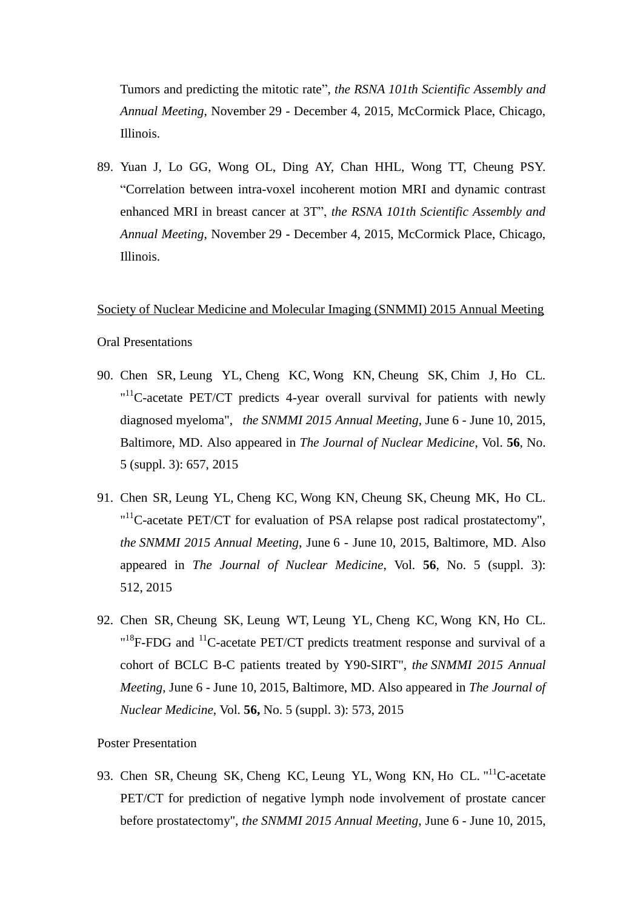Tumors and predicting the mitotic rate", *the RSNA 101th Scientific Assembly and Annual Meeting*, November 29 - December 4, 2015, McCormick Place, Chicago, Illinois.

89. Yuan J, Lo GG, Wong OL, Ding AY, Chan HHL, Wong TT, Cheung PSY. "Correlation between intra-voxel incoherent motion MRI and dynamic contrast enhanced MRI in breast cancer at 3T", *the RSNA 101th Scientific Assembly and Annual Meeting*, November 29 - December 4, 2015, McCormick Place, Chicago, Illinois.

Society of Nuclear Medicine and Molecular Imaging (SNMMI) 2015 Annual Meeting

Oral Presentations

90. Chen SR, Leung YL, Cheng KC, Wong KN, Cheung SK, Chim J, Ho CL. "$^{11}$C-acetate PET/CT predicts 4-year overall survival for patients with newly diagnosed myeloma", *the SNMMI 2015 Annual Meeting*, June 6 - June 10, 2015, Baltimore, MD. Also appeared in *The Journal of Nuclear Medicine*, Vol. **56**, No. 5 (suppl. 3): 657, 2015

91. Chen SR, Leung YL, Cheng KC, Wong KN, Cheung SK, Cheung MK, Ho CL. "$^{11}$C-acetate PET/CT for evaluation of PSA relapse post radical prostatectomy", *the SNMMI 2015 Annual Meeting*, June 6 - June 10, 2015, Baltimore, MD. Also appeared in *The Journal of Nuclear Medicine*, Vol. **56**, No. 5 (suppl. 3): 512, 2015

92. Chen SR, Cheung SK, Leung WT, Leung YL, Cheng KC, Wong KN, Ho CL. "$^{18}$F-FDG and $^{11}$C-acetate PET/CT predicts treatment response and survival of a cohort of BCLC B-C patients treated by Y90-SIRT", *the SNMMI 2015 Annual Meeting*, June 6 - June 10, 2015, Baltimore, MD. Also appeared in *The Journal of Nuclear Medicine*, Vol. **56,** No. 5 (suppl. 3): 573, 2015

Poster Presentation

93. Chen SR, Cheung SK, Cheng KC, Leung YL, Wong KN, Ho CL. "$^{11}$C-acetate PET/CT for prediction of negative lymph node involvement of prostate cancer before prostatectomy", *the SNMMI 2015 Annual Meeting*, June 6 - June 10, 2015,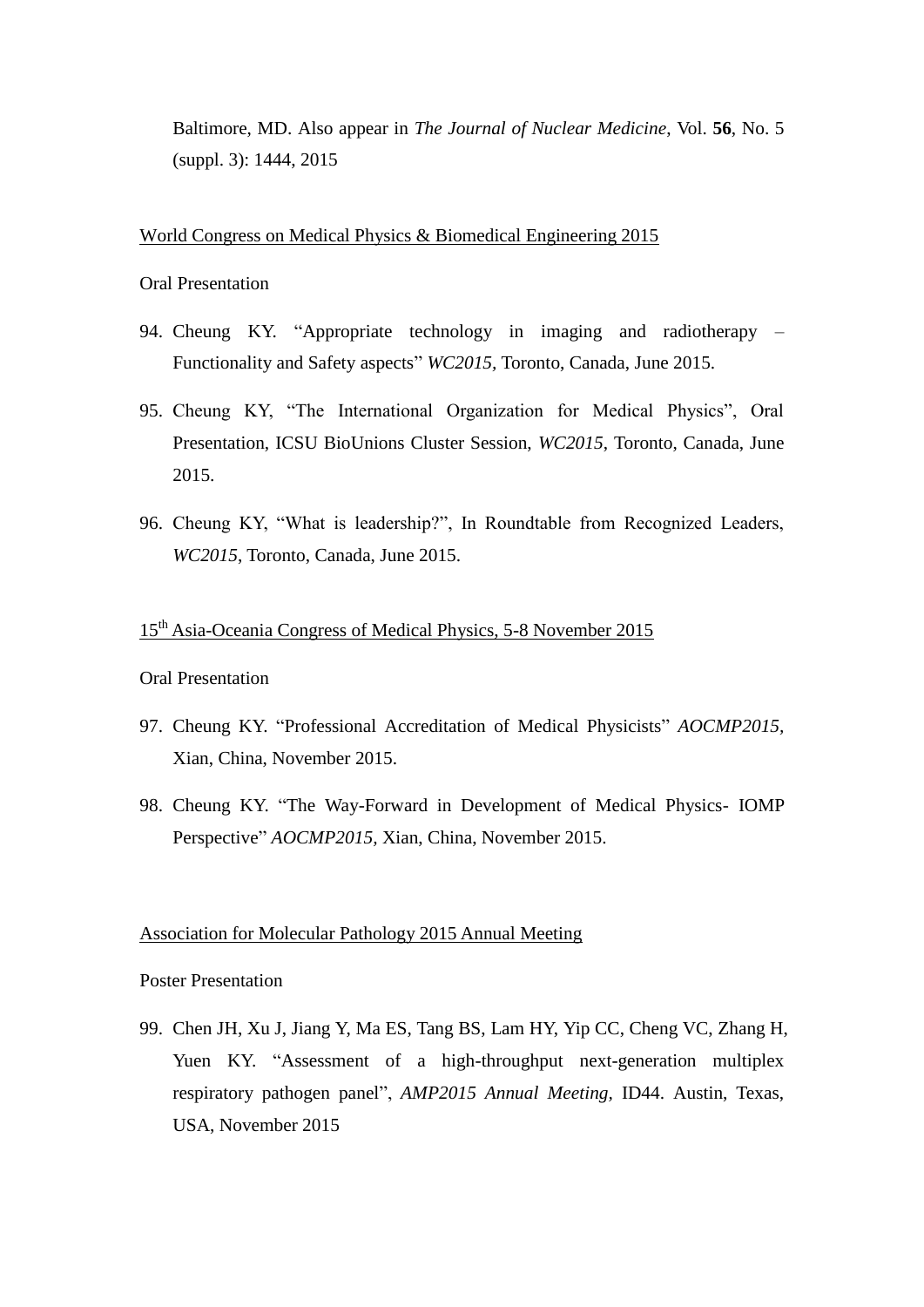Baltimore, MD. Also appear in *The Journal of Nuclear Medicine*, Vol. **56**, No. 5 (suppl. 3): 1444, 2015

World Congress on Medical Physics & Biomedical Engineering 2015

Oral Presentation

94. Cheung KY. "Appropriate technology in imaging and radiotherapy – Functionality and Safety aspects" *WC2015,* Toronto, Canada, June 2015.

95. Cheung KY, "The International Organization for Medical Physics", Oral Presentation, ICSU BioUnions Cluster Session, *WC2015*, Toronto, Canada, June 2015.

96. Cheung KY, "What is leadership?", In Roundtable from Recognized Leaders, *WC2015*, Toronto, Canada, June 2015.

15th Asia-Oceania Congress of Medical Physics, 5-8 November 2015

Oral Presentation

97. Cheung KY. "Professional Accreditation of Medical Physicists" *AOCMP2015,* Xian, China, November 2015.

98. Cheung KY. "The Way-Forward in Development of Medical Physics- IOMP Perspective" *AOCMP2015*, Xian, China, November 2015.

Association for Molecular Pathology 2015 Annual Meeting

Poster Presentation

99. Chen JH, Xu J, Jiang Y, Ma ES, Tang BS, Lam HY, Yip CC, Cheng VC, Zhang H, Yuen KY. "Assessment of a high-throughput next-generation multiplex respiratory pathogen panel", *AMP2015 Annual Meeting*, ID44. Austin, Texas, USA, November 2015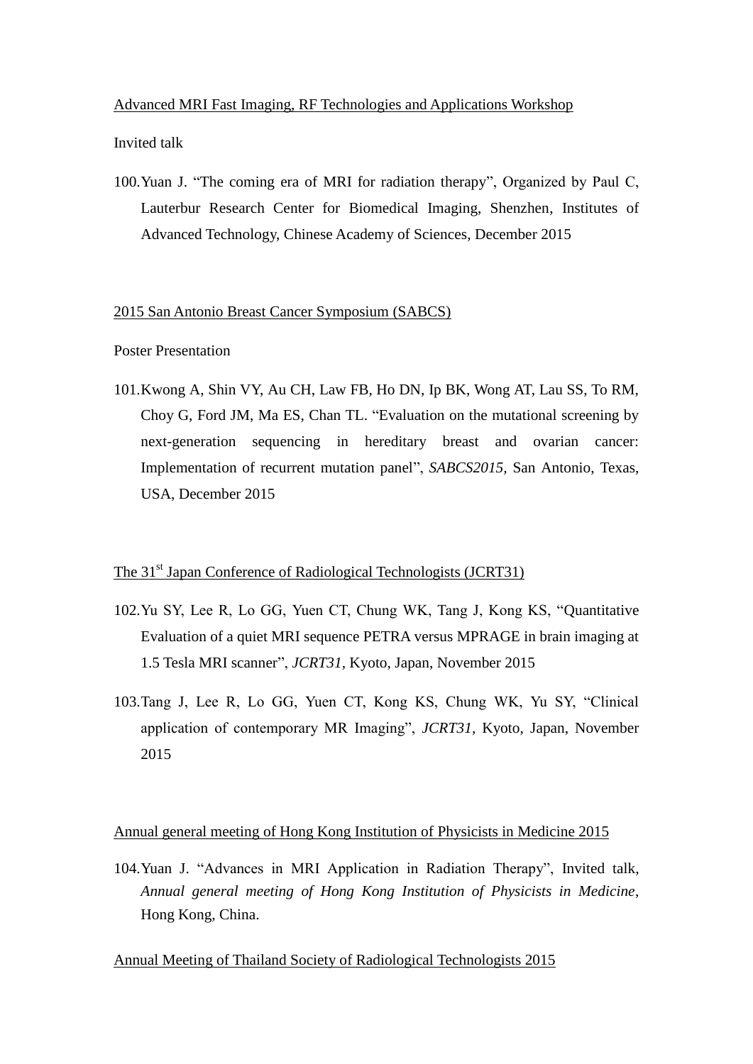Advanced MRI Fast Imaging, RF Technologies and Applications Workshop

Invited talk

100. Yuan J. "The coming era of MRI for radiation therapy", Organized by Paul C, Lauterbur Research Center for Biomedical Imaging, Shenzhen, Institutes of Advanced Technology, Chinese Academy of Sciences, December 2015

2015 San Antonio Breast Cancer Symposium (SABCS)

Poster Presentation

101. Kwong A, Shin VY, Au CH, Law FB, Ho DN, Ip BK, Wong AT, Lau SS, To RM, Choy G, Ford JM, Ma ES, Chan TL. "Evaluation on the mutational screening by next-generation sequencing in hereditary breast and ovarian cancer: Implementation of recurrent mutation panel", *SABCS2015*, San Antonio, Texas, USA, December 2015

The 31st Japan Conference of Radiological Technologists (JCRT31)

102. Yu SY, Lee R, Lo GG, Yuen CT, Chung WK, Tang J, Kong KS, "Quantitative Evaluation of a quiet MRI sequence PETRA versus MPRAGE in brain imaging at 1.5 Tesla MRI scanner", *JCRT31*, Kyoto, Japan, November 2015

103. Tang J, Lee R, Lo GG, Yuen CT, Kong KS, Chung WK, Yu SY, "Clinical application of contemporary MR Imaging", *JCRT31*, Kyoto, Japan, November 2015

Annual general meeting of Hong Kong Institution of Physicists in Medicine 2015

104. Yuan J. "Advances in MRI Application in Radiation Therapy", Invited talk, *Annual general meeting of Hong Kong Institution of Physicists in Medicine*, Hong Kong, China.

Annual Meeting of Thailand Society of Radiological Technologists 2015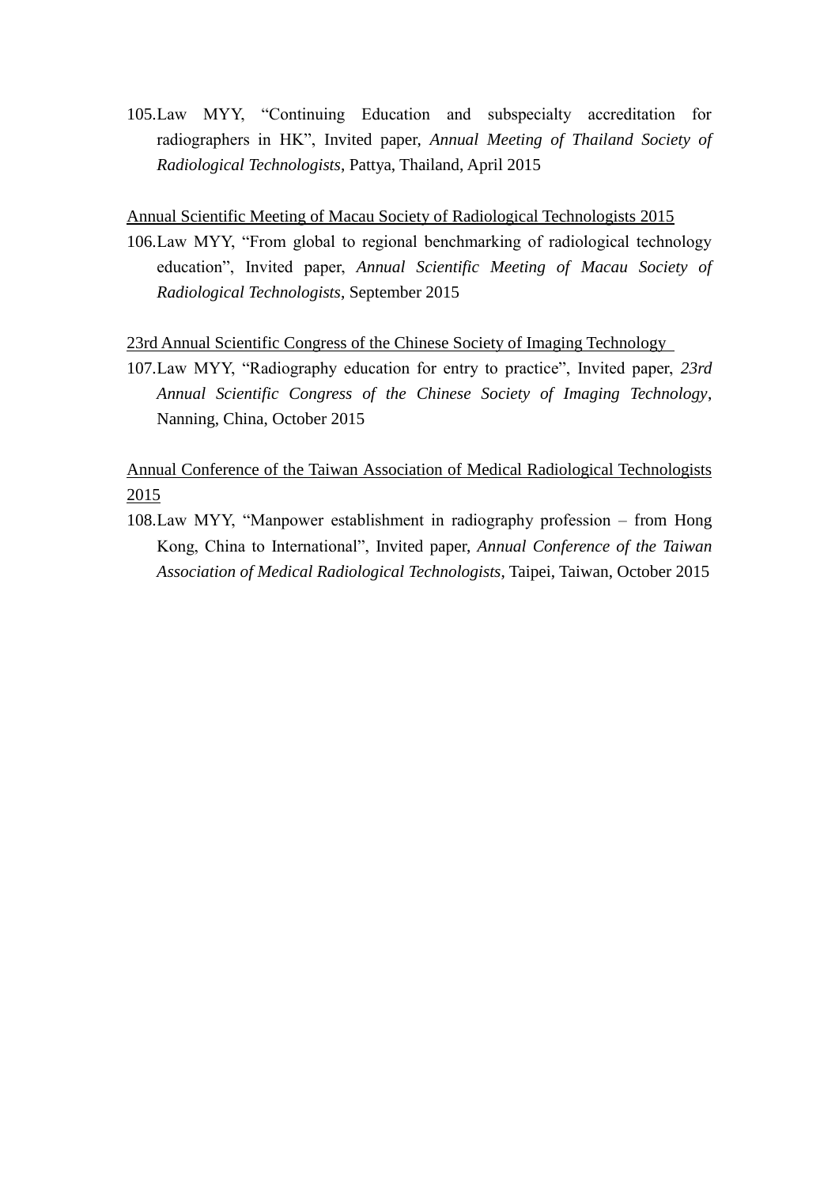105. Law MYY, "Continuing Education and subspecialty accreditation for radiographers in HK", Invited paper, *Annual Meeting of Thailand Society of Radiological Technologists*, Pattya, Thailand, April 2015

<u>Annual Scientific Meeting of Macau Society of Radiological Technologists 2015</u>

106. Law MYY, "From global to regional benchmarking of radiological technology education", Invited paper, *Annual Scientific Meeting of Macau Society of Radiological Technologists*, September 2015

<u>23rd Annual Scientific Congress of the Chinese Society of Imaging Technology</u>

107. Law MYY, "Radiography education for entry to practice", Invited paper, *23rd Annual Scientific Congress of the Chinese Society of Imaging Technology*, Nanning, China, October 2015

<u>Annual Conference of the Taiwan Association of Medical Radiological Technologists 2015</u>

108. Law MYY, "Manpower establishment in radiography profession – from Hong Kong, China to International", Invited paper, *Annual Conference of the Taiwan Association of Medical Radiological Technologists*, Taipei, Taiwan, October 2015